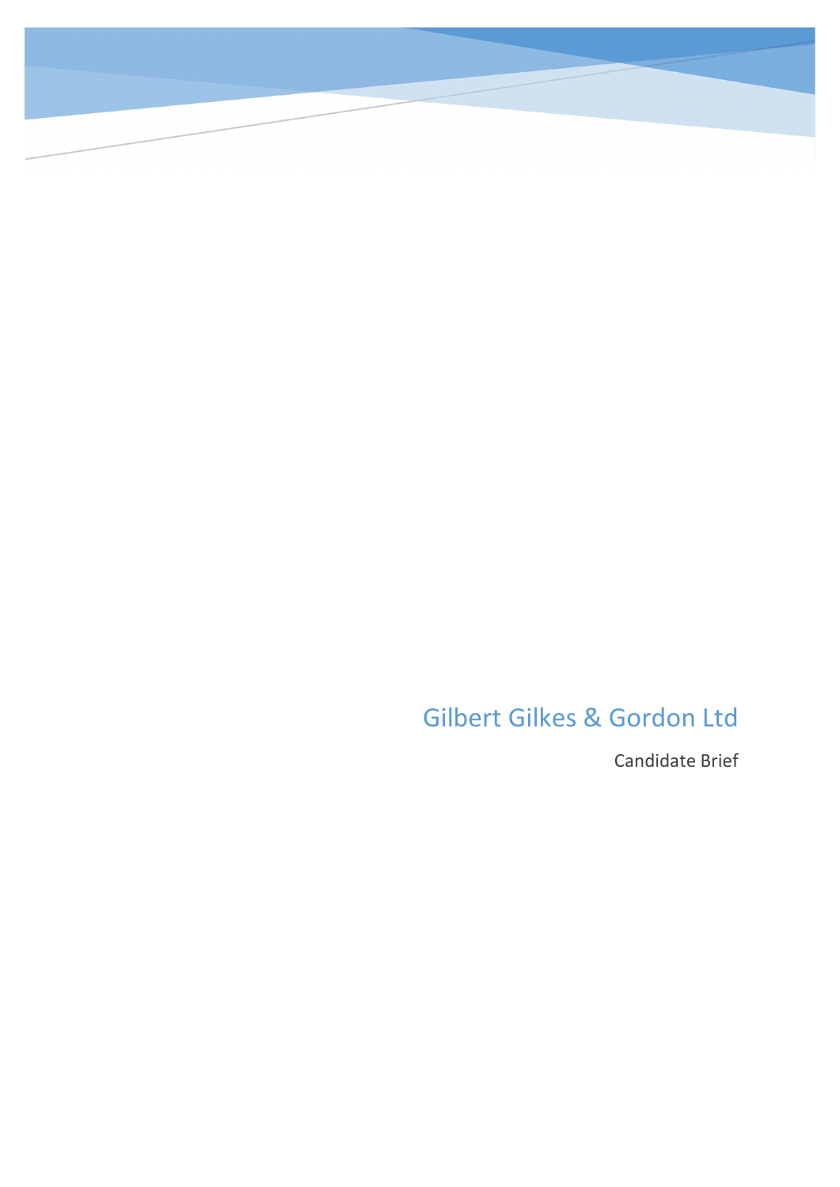# Gilbert Gilkes & Gordon Ltd

Candidate Brief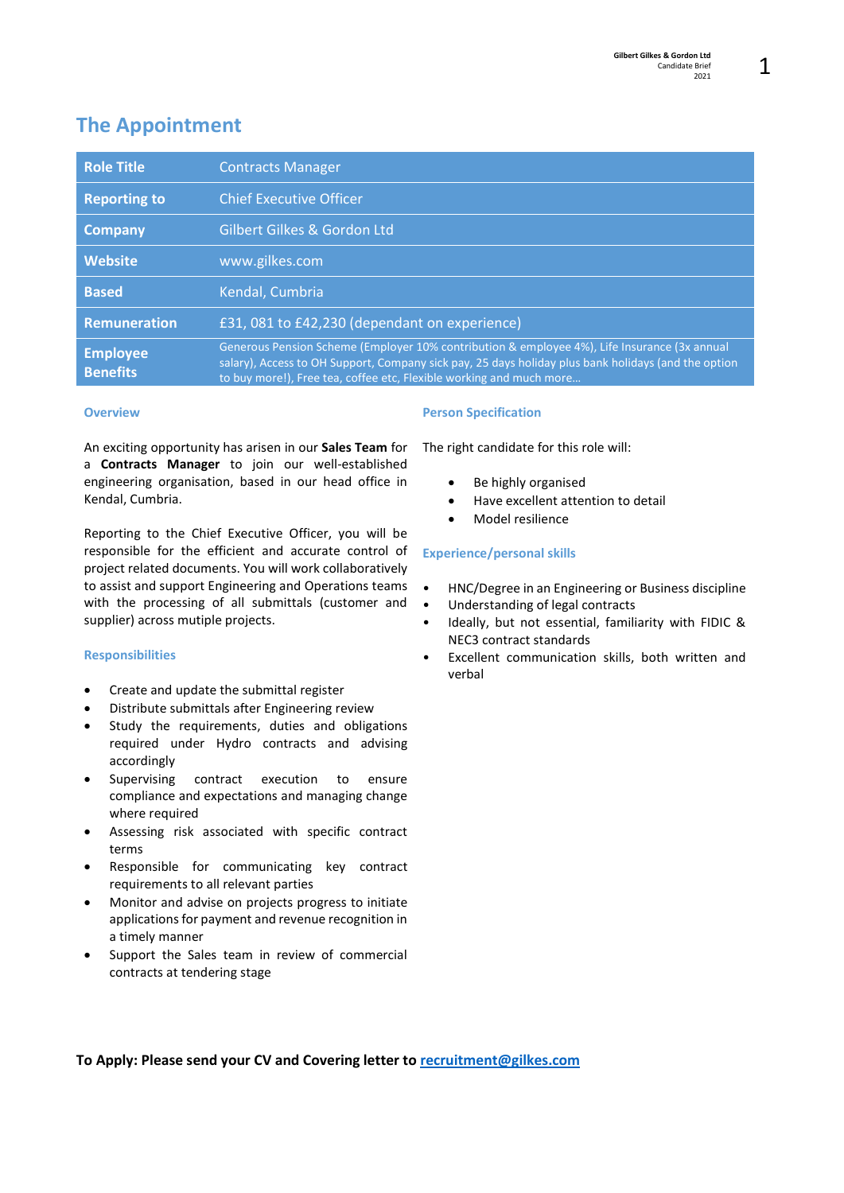# The Appointment

| Role Title | Contracts Manager |
|---|---|
| Reporting to | Chief Executive Officer |
| Company | Gilbert Gilkes & Gordon Ltd |
| Website | www.gilkes.com |
| Based | Kendal, Cumbria |
| Remuneration | £31, 081 to £42,230 (dependant on experience) |
| Employee Benefits | Generous Pension Scheme (Employer 10% contribution & employee 4%), Life Insurance (3x annual salary), Access to OH Support, Company sick pay, 25 days holiday plus bank holidays (and the option to buy more!), Free tea, coffee etc, Flexible working and much more… |

### Overview

An exciting opportunity has arisen in our **Sales Team** for a **Contracts Manager** to join our well-established engineering organisation, based in our head office in Kendal, Cumbria.

Reporting to the Chief Executive Officer, you will be responsible for the efficient and accurate control of project related documents. You will work collaboratively to assist and support Engineering and Operations teams with the processing of all submittals (customer and supplier) across mutiple projects.

### Responsibilities

- Create and update the submittal register
- Distribute submittals after Engineering review
- Study the requirements, duties and obligations required under Hydro contracts and advising accordingly
- Supervising contract execution to ensure compliance and expectations and managing change where required
- Assessing risk associated with specific contract terms
- Responsible for communicating key contract requirements to all relevant parties
- Monitor and advise on projects progress to initiate applications for payment and revenue recognition in a timely manner
- Support the Sales team in review of commercial contracts at tendering stage

### Person Specification

The right candidate for this role will:

- Be highly organised
- Have excellent attention to detail
- Model resilience

### Experience/personal skills

- HNC/Degree in an Engineering or Business discipline
- Understanding of legal contracts
- Ideally, but not essential, familiarity with FIDIC & NEC3 contract standards
- Excellent communication skills, both written and verbal

**To Apply: Please send your CV and Covering letter to recruitment@gilkes.com**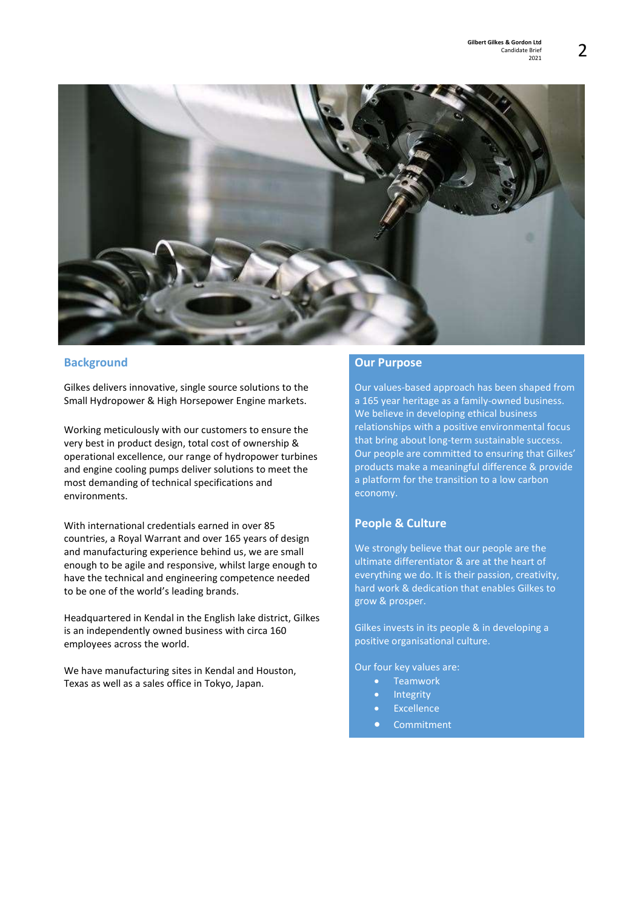## Background

Gilkes delivers innovative, single source solutions to the Small Hydropower & High Horsepower Engine markets.

Working meticulously with our customers to ensure the very best in product design, total cost of ownership & operational excellence, our range of hydropower turbines and engine cooling pumps deliver solutions to meet the most demanding of technical specifications and environments.

With international credentials earned in over 85 countries, a Royal Warrant and over 165 years of design and manufacturing experience behind us, we are small enough to be agile and responsive, whilst large enough to have the technical and engineering competence needed to be one of the world's leading brands.

Headquartered in Kendal in the English lake district, Gilkes is an independently owned business with circa 160 employees across the world.

We have manufacturing sites in Kendal and Houston, Texas as well as a sales office in Tokyo, Japan.

## Our Purpose

Our values-based approach has been shaped from a 165 year heritage as a family-owned business. We believe in developing ethical business relationships with a positive environmental focus that bring about long-term sustainable success. Our people are committed to ensuring that Gilkes' products make a meaningful difference & provide a platform for the transition to a low carbon economy.

## People & Culture

We strongly believe that our people are the ultimate differentiator & are at the heart of everything we do. It is their passion, creativity, hard work & dedication that enables Gilkes to grow & prosper.

Gilkes invests in its people & in developing a positive organisational culture.

Our four key values are:

- Teamwork
- Integrity
- Excellence
- Commitment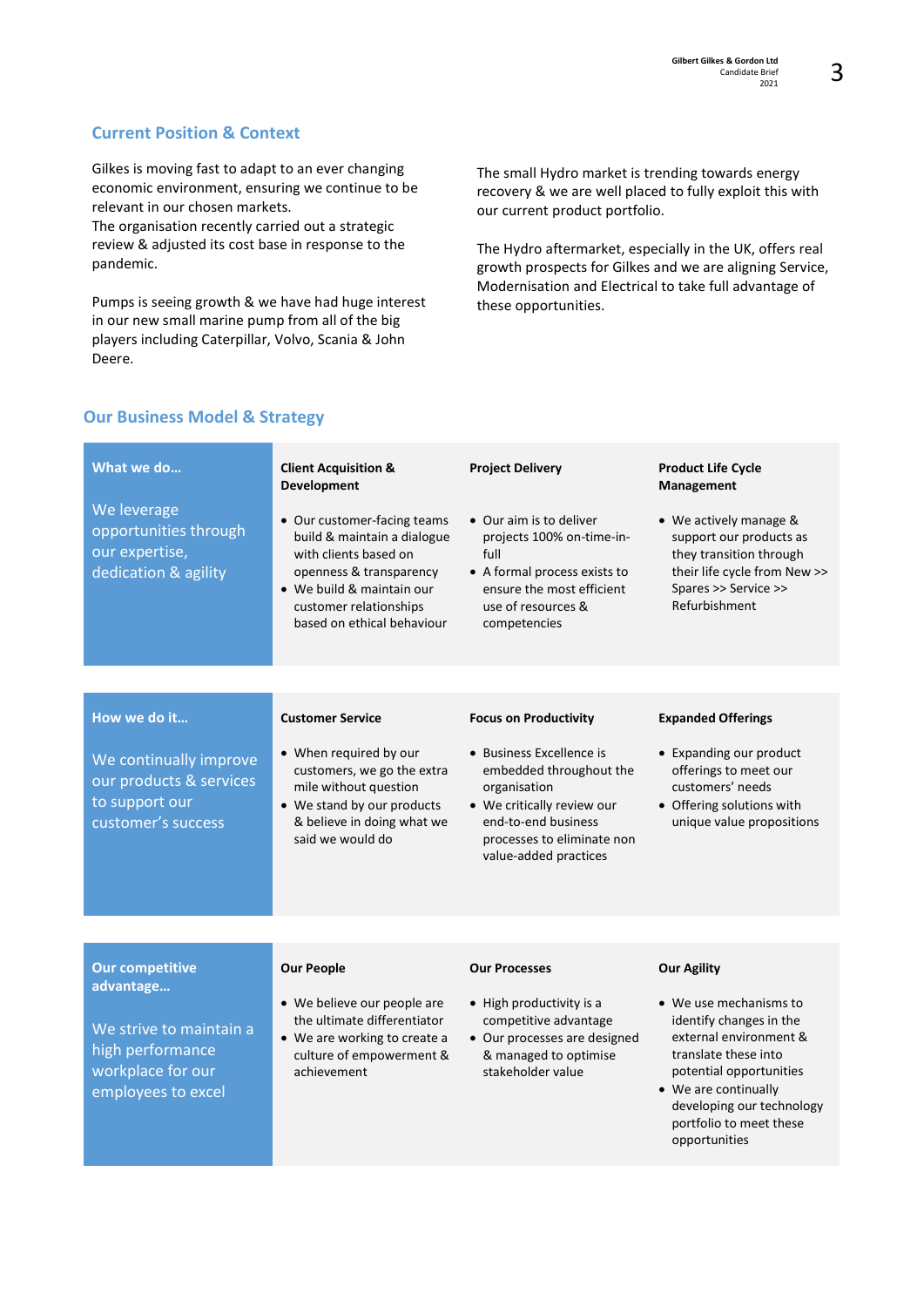## Current Position & Context

Gilkes is moving fast to adapt to an ever changing economic environment, ensuring we continue to be relevant in our chosen markets.
The organisation recently carried out a strategic review & adjusted its cost base in response to the pandemic.

Pumps is seeing growth & we have had huge interest in our new small marine pump from all of the big players including Caterpillar, Volvo, Scania & John Deere.

The small Hydro market is trending towards energy recovery & we are well placed to fully exploit this with our current product portfolio.

The Hydro aftermarket, especially in the UK, offers real growth prospects for Gilkes and we are aligning Service, Modernisation and Electrical to take full advantage of these opportunities.

## Our Business Model & Strategy

| What we do… | Client Acquisition & Development | Project Delivery | Product Life Cycle Management |
|---|---|---|---|
| We leverage opportunities through our expertise, dedication & agility | • Our customer-facing teams build & maintain a dialogue with clients based on openness & transparency<br>• We build & maintain our customer relationships based on ethical behaviour | • Our aim is to deliver projects 100% on-time-in-full<br>• A formal process exists to ensure the most efficient use of resources & competencies | • We actively manage & support our products as they transition through their life cycle from New >> Spares >> Service >> Refurbishment |

| How we do it… | Customer Service | Focus on Productivity | Expanded Offerings |
|---|---|---|---|
| We continually improve our products & services to support our customer's success | • When required by our customers, we go the extra mile without question<br>• We stand by our products & believe in doing what we said we would do | • Business Excellence is embedded throughout the organisation<br>• We critically review our end-to-end business processes to eliminate non value-added practices | • Expanding our product offerings to meet our customers' needs<br>• Offering solutions with unique value propositions |

| Our competitive advantage… | Our People | Our Processes | Our Agility |
|---|---|---|---|
| We strive to maintain a high performance workplace for our employees to excel | • We believe our people are the ultimate differentiator<br>• We are working to create a culture of empowerment & achievement | • High productivity is a competitive advantage<br>• Our processes are designed & managed to optimise stakeholder value | • We use mechanisms to identify changes in the external environment & translate these into potential opportunities<br>• We are continually developing our technology portfolio to meet these opportunities |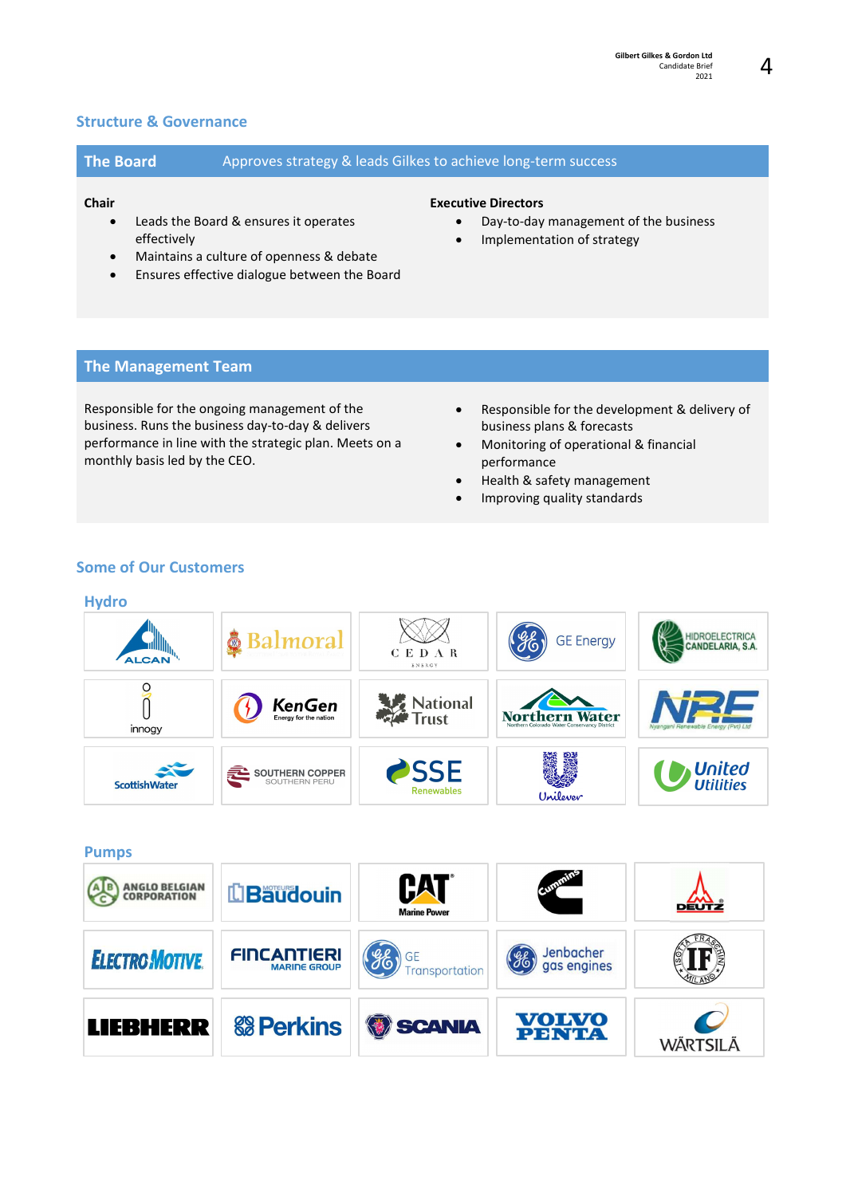## Structure & Governance

### The Board

Approves strategy & leads Gilkes to achieve long-term success

**Chair**

- Leads the Board & ensures it operates effectively
- Maintains a culture of openness & debate
- Ensures effective dialogue between the Board

**Executive Directors**

- Day-to-day management of the business
- Implementation of strategy

### The Management Team

Responsible for the ongoing management of the business. Runs the business day-to-day & delivers performance in line with the strategic plan. Meets on a monthly basis led by the CEO.

- Responsible for the development & delivery of business plans & forecasts
- Monitoring of operational & financial performance
- Health & safety management
- Improving quality standards

## Some of Our Customers

### Hydro

| | | | | |
|---|---|---|---|---|
| ALCAN | Balmoral | CEDAR ENERGY | GE Energy | HIDROELECTRICA CANDELARIA, S.A. |
| innogy | KenGen Energy for the nation | National Trust | Northern Water Northern Colorado Water Conservancy District | NRE Nyangani Renewable Energy (Pvt) Ltd |
| Scottish Water | SOUTHERN COPPER SOUTHERN PERU | SSE Renewables | Unilever | United Utilities |

### Pumps

| | | | | |
|---|---|---|---|---|
| ANGLO BELGIAN CORPORATION | Moteurs Baudouin | CAT Marine Power | Cummins | DEUTZ |
| Electro Motive | FINCANTIERI MARINE GROUP | GE Transportation | Jenbacher gas engines | ISOTTA FRASCHINI MILANO |
| LIEBHERR | Perkins | SCANIA | VOLVO PENTA | WÄRTSILÄ |